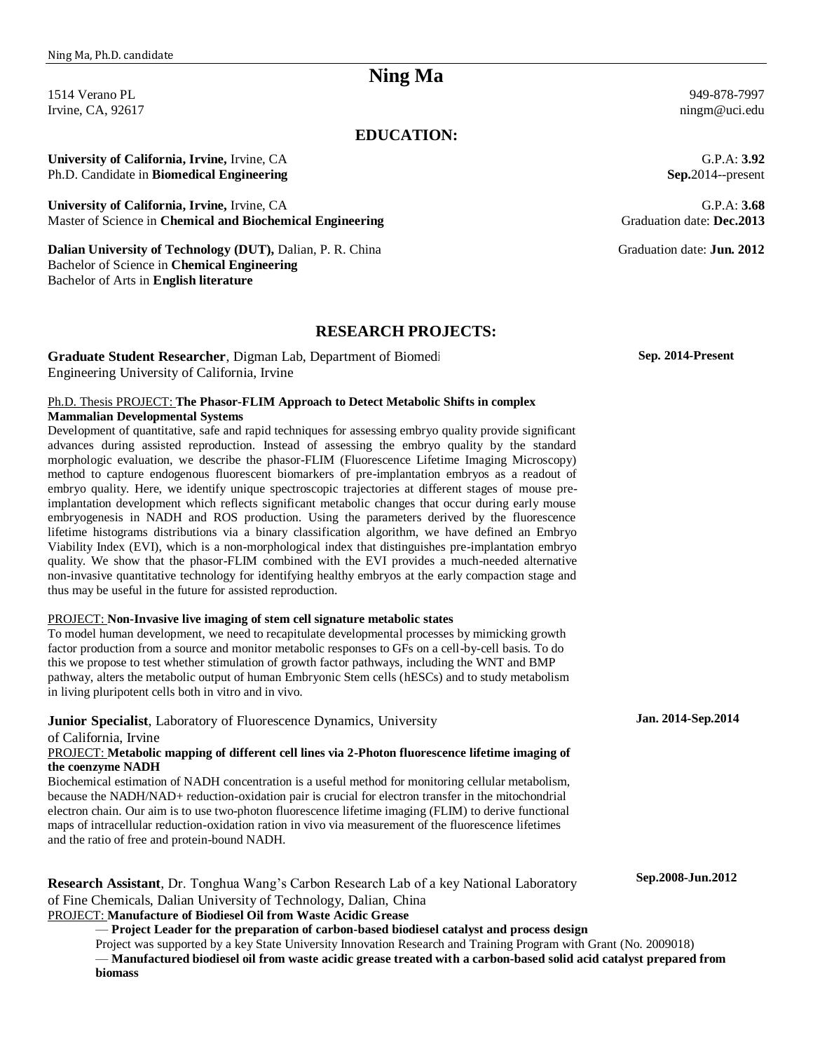# Ning Ma

1514 Verano PL
Irvine, CA, 92617

949-878-7997
ningm@uci.edu

## EDUCATION:

**University of California, Irvine,** Irvine, CA — G.P.A: **3.92**
Ph.D. Candidate in **Biomedical Engineering** — **Sep.**2014--present

**University of California, Irvine,** Irvine, CA — G.P.A: **3.68**
Master of Science in **Chemical and Biochemical Engineering** — Graduation date: **Dec.2013**

**Dalian University of Technology (DUT),** Dalian, P. R. China — Graduation date: **Jun. 2012**
Bachelor of Science in **Chemical Engineering**
Bachelor of Arts in **English literature**

## RESEARCH PROJECTS:

**Graduate Student Researcher**, Digman Lab, Department of Biomedi Engineering University of California, Irvine — **Sep. 2014-Present**

Ph.D. Thesis PROJECT: **The Phasor-FLIM Approach to Detect Metabolic Shifts in complex Mammalian Developmental Systems**

Development of quantitative, safe and rapid techniques for assessing embryo quality provide significant advances during assisted reproduction. Instead of assessing the embryo quality by the standard morphologic evaluation, we describe the phasor-FLIM (Fluorescence Lifetime Imaging Microscopy) method to capture endogenous fluorescent biomarkers of pre-implantation embryos as a readout of embryo quality. Here, we identify unique spectroscopic trajectories at different stages of mouse pre-implantation development which reflects significant metabolic changes that occur during early mouse embryogenesis in NADH and ROS production. Using the parameters derived by the fluorescence lifetime histograms distributions via a binary classification algorithm, we have defined an Embryo Viability Index (EVI), which is a non-morphological index that distinguishes pre-implantation embryo quality. We show that the phasor-FLIM combined with the EVI provides a much-needed alternative non-invasive quantitative technology for identifying healthy embryos at the early compaction stage and thus may be useful in the future for assisted reproduction.

PROJECT: **Non-Invasive live imaging of stem cell signature metabolic states**

To model human development, we need to recapitulate developmental processes by mimicking growth factor production from a source and monitor metabolic responses to GFs on a cell-by-cell basis. To do this we propose to test whether stimulation of growth factor pathways, including the WNT and BMP pathway, alters the metabolic output of human Embryonic Stem cells (hESCs) and to study metabolism in living pluripotent cells both in vitro and in vivo.

**Junior Specialist**, Laboratory of Fluorescence Dynamics, University of California, Irvine — **Jan. 2014-Sep.2014**

PROJECT: **Metabolic mapping of different cell lines via 2-Photon fluorescence lifetime imaging of the coenzyme NADH**

Biochemical estimation of NADH concentration is a useful method for monitoring cellular metabolism, because the NADH/NAD+ reduction-oxidation pair is crucial for electron transfer in the mitochondrial electron chain. Our aim is to use two-photon fluorescence lifetime imaging (FLIM) to derive functional maps of intracellular reduction-oxidation ration in vivo via measurement of the fluorescence lifetimes and the ratio of free and protein-bound NADH.

**Research Assistant**, Dr. Tonghua Wang's Carbon Research Lab of a key National Laboratory of Fine Chemicals, Dalian University of Technology, Dalian, China — **Sep.2008-Jun.2012**

PROJECT: **Manufacture of Biodiesel Oil from Waste Acidic Grease**

— **Project Leader for the preparation of carbon-based biodiesel catalyst and process design**

Project was supported by a key State University Innovation Research and Training Program with Grant (No. 2009018)

— **Manufactured biodiesel oil from waste acidic grease treated with a carbon-based solid acid catalyst prepared from biomass**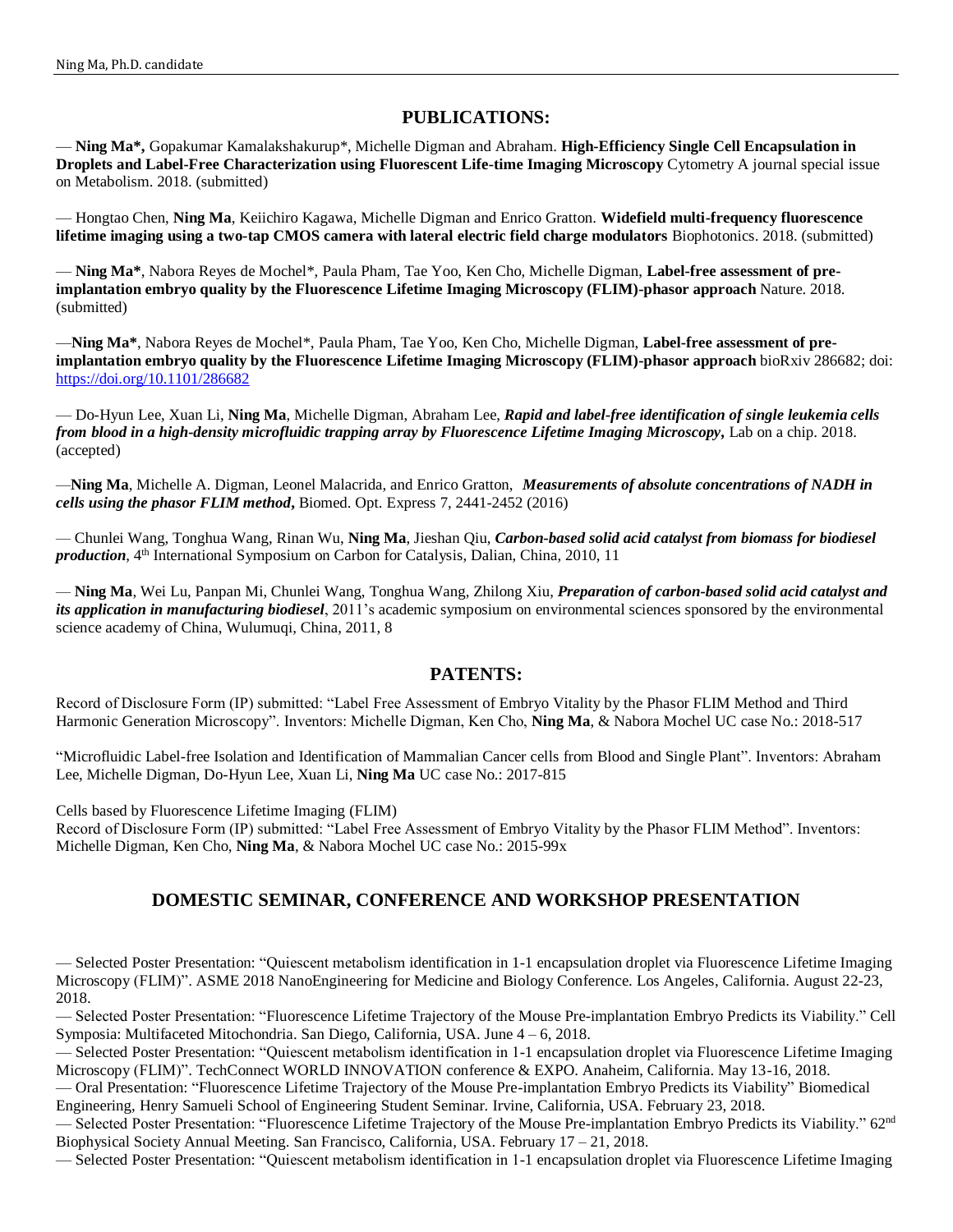## PUBLICATIONS:

— **Ning Ma\*,** Gopakumar Kamalakshakurup\*, Michelle Digman and Abraham. **High-Efficiency Single Cell Encapsulation in Droplets and Label-Free Characterization using Fluorescent Life-time Imaging Microscopy** Cytometry A journal special issue on Metabolism. 2018. (submitted)

— Hongtao Chen, **Ning Ma**, Keiichiro Kagawa, Michelle Digman and Enrico Gratton. **Widefield multi-frequency fluorescence lifetime imaging using a two-tap CMOS camera with lateral electric field charge modulators** Biophotonics. 2018. (submitted)

— **Ning Ma\***, Nabora Reyes de Mochel\*, Paula Pham, Tae Yoo, Ken Cho, Michelle Digman, **Label-free assessment of pre-implantation embryo quality by the Fluorescence Lifetime Imaging Microscopy (FLIM)-phasor approach** Nature. 2018. (submitted)

—**Ning Ma\***, Nabora Reyes de Mochel\*, Paula Pham, Tae Yoo, Ken Cho, Michelle Digman, **Label-free assessment of pre-implantation embryo quality by the Fluorescence Lifetime Imaging Microscopy (FLIM)-phasor approach** bioRxiv 286682; doi: https://doi.org/10.1101/286682

— Do-Hyun Lee, Xuan Li, **Ning Ma**, Michelle Digman, Abraham Lee, ***Rapid and label-free identification of single leukemia cells from blood in a high-density microfluidic trapping array by Fluorescence Lifetime Imaging Microscopy*,** Lab on a chip. 2018. (accepted)

—**Ning Ma**, Michelle A. Digman, Leonel Malacrida, and Enrico Gratton, ***Measurements of absolute concentrations of NADH in cells using the phasor FLIM method*,** Biomed. Opt. Express 7, 2441-2452 (2016)

— Chunlei Wang, Tonghua Wang, Rinan Wu, **Ning Ma**, Jieshan Qiu, ***Carbon-based solid acid catalyst from biomass for biodiesel production***, 4th International Symposium on Carbon for Catalysis, Dalian, China, 2010, 11

— **Ning Ma**, Wei Lu, Panpan Mi, Chunlei Wang, Tonghua Wang, Zhilong Xiu, ***Preparation of carbon-based solid acid catalyst and its application in manufacturing biodiesel***, 2011's academic symposium on environmental sciences sponsored by the environmental science academy of China, Wulumuqi, China, 2011, 8

## PATENTS:

Record of Disclosure Form (IP) submitted: "Label Free Assessment of Embryo Vitality by the Phasor FLIM Method and Third Harmonic Generation Microscopy". Inventors: Michelle Digman, Ken Cho, **Ning Ma**, & Nabora Mochel UC case No.: 2018-517

"Microfluidic Label-free Isolation and Identification of Mammalian Cancer cells from Blood and Single Plant". Inventors: Abraham Lee, Michelle Digman, Do-Hyun Lee, Xuan Li, **Ning Ma** UC case No.: 2017-815

Cells based by Fluorescence Lifetime Imaging (FLIM)
Record of Disclosure Form (IP) submitted: "Label Free Assessment of Embryo Vitality by the Phasor FLIM Method". Inventors: Michelle Digman, Ken Cho, **Ning Ma**, & Nabora Mochel UC case No.: 2015-99x

## DOMESTIC SEMINAR, CONFERENCE AND WORKSHOP PRESENTATION

— Selected Poster Presentation: "Quiescent metabolism identification in 1-1 encapsulation droplet via Fluorescence Lifetime Imaging Microscopy (FLIM)". ASME 2018 NanoEngineering for Medicine and Biology Conference. Los Angeles, California. August 22-23, 2018.
— Selected Poster Presentation: "Fluorescence Lifetime Trajectory of the Mouse Pre-implantation Embryo Predicts its Viability." Cell Symposia: Multifaceted Mitochondria. San Diego, California, USA. June 4 – 6, 2018.
— Selected Poster Presentation: "Quiescent metabolism identification in 1-1 encapsulation droplet via Fluorescence Lifetime Imaging Microscopy (FLIM)". TechConnect WORLD INNOVATION conference & EXPO. Anaheim, California. May 13-16, 2018.
— Oral Presentation: "Fluorescence Lifetime Trajectory of the Mouse Pre-implantation Embryo Predicts its Viability" Biomedical Engineering, Henry Samueli School of Engineering Student Seminar. Irvine, California, USA. February 23, 2018.
— Selected Poster Presentation: "Fluorescence Lifetime Trajectory of the Mouse Pre-implantation Embryo Predicts its Viability." 62nd Biophysical Society Annual Meeting. San Francisco, California, USA. February 17 – 21, 2018.
— Selected Poster Presentation: "Quiescent metabolism identification in 1-1 encapsulation droplet via Fluorescence Lifetime Imaging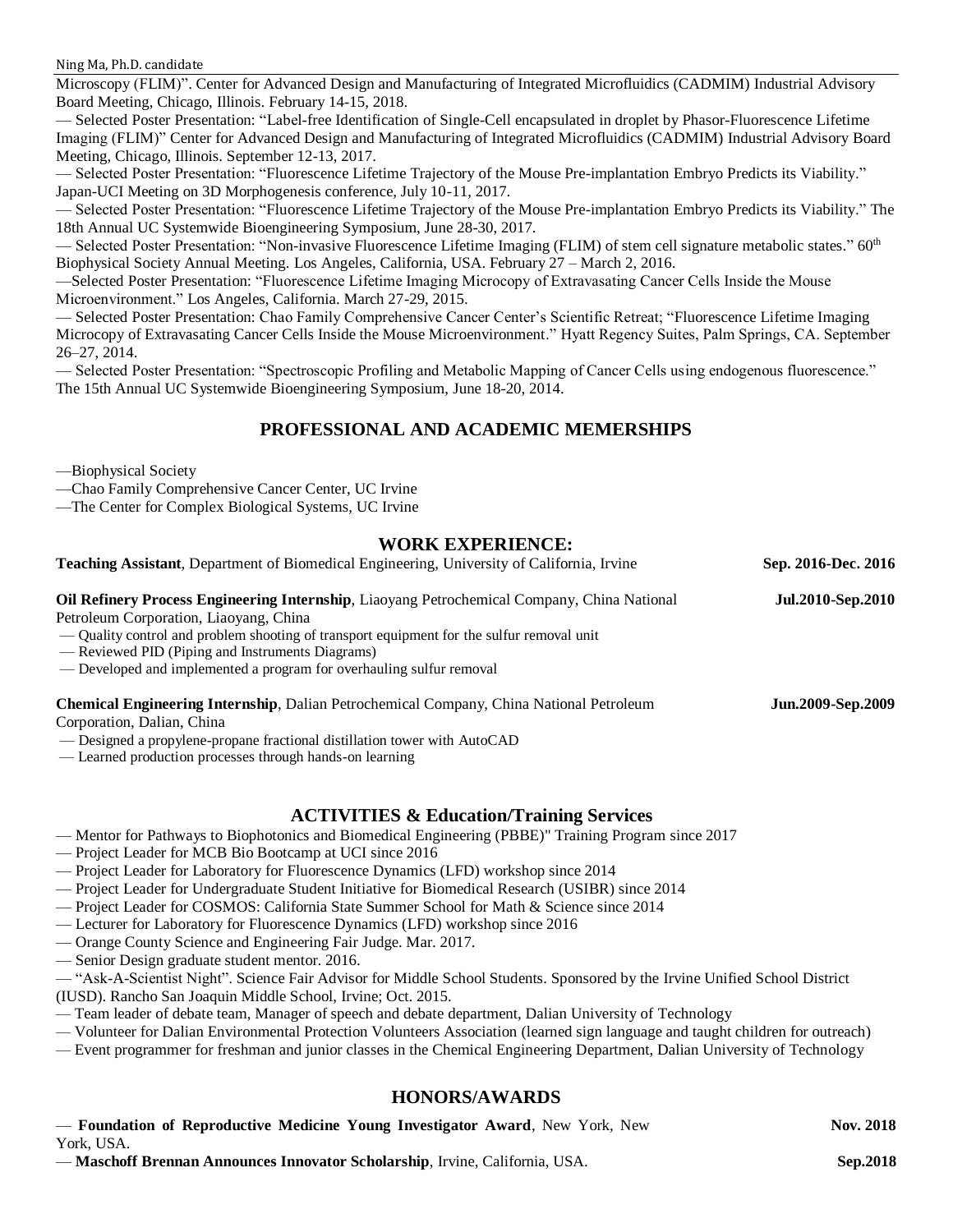Microscopy (FLIM)". Center for Advanced Design and Manufacturing of Integrated Microfluidics (CADMIM) Industrial Advisory Board Meeting, Chicago, Illinois. February 14-15, 2018.

— Selected Poster Presentation: "Label-free Identification of Single-Cell encapsulated in droplet by Phasor-Fluorescence Lifetime Imaging (FLIM)" Center for Advanced Design and Manufacturing of Integrated Microfluidics (CADMIM) Industrial Advisory Board Meeting, Chicago, Illinois. September 12-13, 2017.

— Selected Poster Presentation: "Fluorescence Lifetime Trajectory of the Mouse Pre-implantation Embryo Predicts its Viability." Japan-UCI Meeting on 3D Morphogenesis conference, July 10-11, 2017.

— Selected Poster Presentation: "Fluorescence Lifetime Trajectory of the Mouse Pre-implantation Embryo Predicts its Viability." The 18th Annual UC Systemwide Bioengineering Symposium, June 28-30, 2017.

— Selected Poster Presentation: "Non-invasive Fluorescence Lifetime Imaging (FLIM) of stem cell signature metabolic states." 60th Biophysical Society Annual Meeting. Los Angeles, California, USA. February 27 – March 2, 2016.

—Selected Poster Presentation: "Fluorescence Lifetime Imaging Microcopy of Extravasating Cancer Cells Inside the Mouse Microenvironment." Los Angeles, California. March 27-29, 2015.

— Selected Poster Presentation: Chao Family Comprehensive Cancer Center's Scientific Retreat; "Fluorescence Lifetime Imaging Microcopy of Extravasating Cancer Cells Inside the Mouse Microenvironment." Hyatt Regency Suites, Palm Springs, CA. September 26–27, 2014.

— Selected Poster Presentation: "Spectroscopic Profiling and Metabolic Mapping of Cancer Cells using endogenous fluorescence." The 15th Annual UC Systemwide Bioengineering Symposium, June 18-20, 2014.

## PROFESSIONAL AND ACADEMIC MEMERSHIPS

—Biophysical Society
—Chao Family Comprehensive Cancer Center, UC Irvine
—The Center for Complex Biological Systems, UC Irvine

## WORK EXPERIENCE:

**Teaching Assistant**, Department of Biomedical Engineering, University of California, Irvine — **Sep. 2016-Dec. 2016**

**Oil Refinery Process Engineering Internship**, Liaoyang Petrochemical Company, China National Petroleum Corporation, Liaoyang, China — **Jul.2010-Sep.2010**
— Quality control and problem shooting of transport equipment for the sulfur removal unit
— Reviewed PID (Piping and Instruments Diagrams)
— Developed and implemented a program for overhauling sulfur removal

**Chemical Engineering Internship**, Dalian Petrochemical Company, China National Petroleum Corporation, Dalian, China — **Jun.2009-Sep.2009**
— Designed a propylene-propane fractional distillation tower with AutoCAD
— Learned production processes through hands-on learning

## ACTIVITIES & Education/Training Services

— Mentor for Pathways to Biophotonics and Biomedical Engineering (PBBE)" Training Program since 2017
— Project Leader for MCB Bio Bootcamp at UCI since 2016
— Project Leader for Laboratory for Fluorescence Dynamics (LFD) workshop since 2014
— Project Leader for Undergraduate Student Initiative for Biomedical Research (USIBR) since 2014
— Project Leader for COSMOS: California State Summer School for Math & Science since 2014
— Lecturer for Laboratory for Fluorescence Dynamics (LFD) workshop since 2016
— Orange County Science and Engineering Fair Judge. Mar. 2017.
— Senior Design graduate student mentor. 2016.
— "Ask-A-Scientist Night". Science Fair Advisor for Middle School Students. Sponsored by the Irvine Unified School District (IUSD). Rancho San Joaquin Middle School, Irvine; Oct. 2015.
— Team leader of debate team, Manager of speech and debate department, Dalian University of Technology
— Volunteer for Dalian Environmental Protection Volunteers Association (learned sign language and taught children for outreach)
— Event programmer for freshman and junior classes in the Chemical Engineering Department, Dalian University of Technology

## HONORS/AWARDS

— **Foundation of Reproductive Medicine Young Investigator Award**, New York, New York, USA. — **Nov. 2018**
— **Maschoff Brennan Announces Innovator Scholarship**, Irvine, California, USA. — **Sep.2018**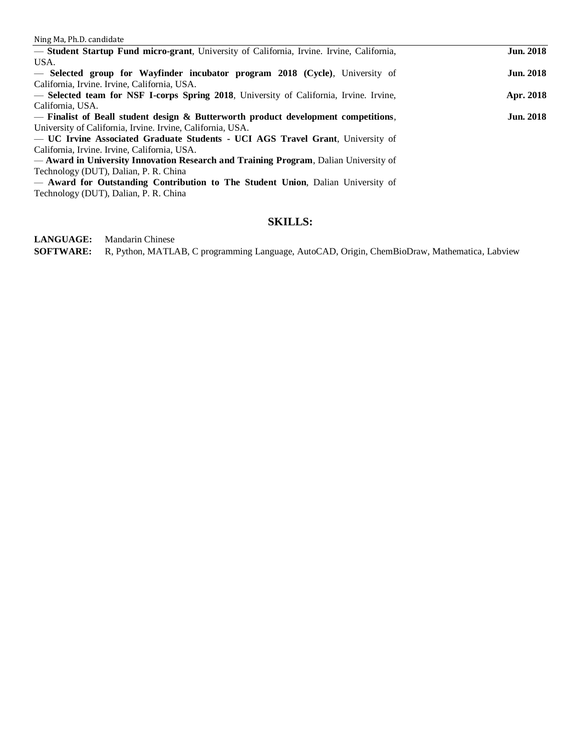— **Student Startup Fund micro-grant**, University of California, Irvine. Irvine, California, USA. **Jun. 2018**

— **Selected group for Wayfinder incubator program 2018 (Cycle)**, University of California, Irvine. Irvine, California, USA. **Jun. 2018**

— **Selected team for NSF I-corps Spring 2018**, University of California, Irvine. Irvine, California, USA. **Apr. 2018**

— **Finalist of Beall student design & Butterworth product development competitions**, University of California, Irvine. Irvine, California, USA. **Jun. 2018**

— **UC Irvine Associated Graduate Students - UCI AGS Travel Grant**, University of California, Irvine. Irvine, California, USA.

— **Award in University Innovation Research and Training Program**, Dalian University of Technology (DUT), Dalian, P. R. China

— **Award for Outstanding Contribution to The Student Union**, Dalian University of Technology (DUT), Dalian, P. R. China

## SKILLS:

**LANGUAGE:** Mandarin Chinese

**SOFTWARE:** R, Python, MATLAB, C programming Language, AutoCAD, Origin, ChemBioDraw, Mathematica, Labview